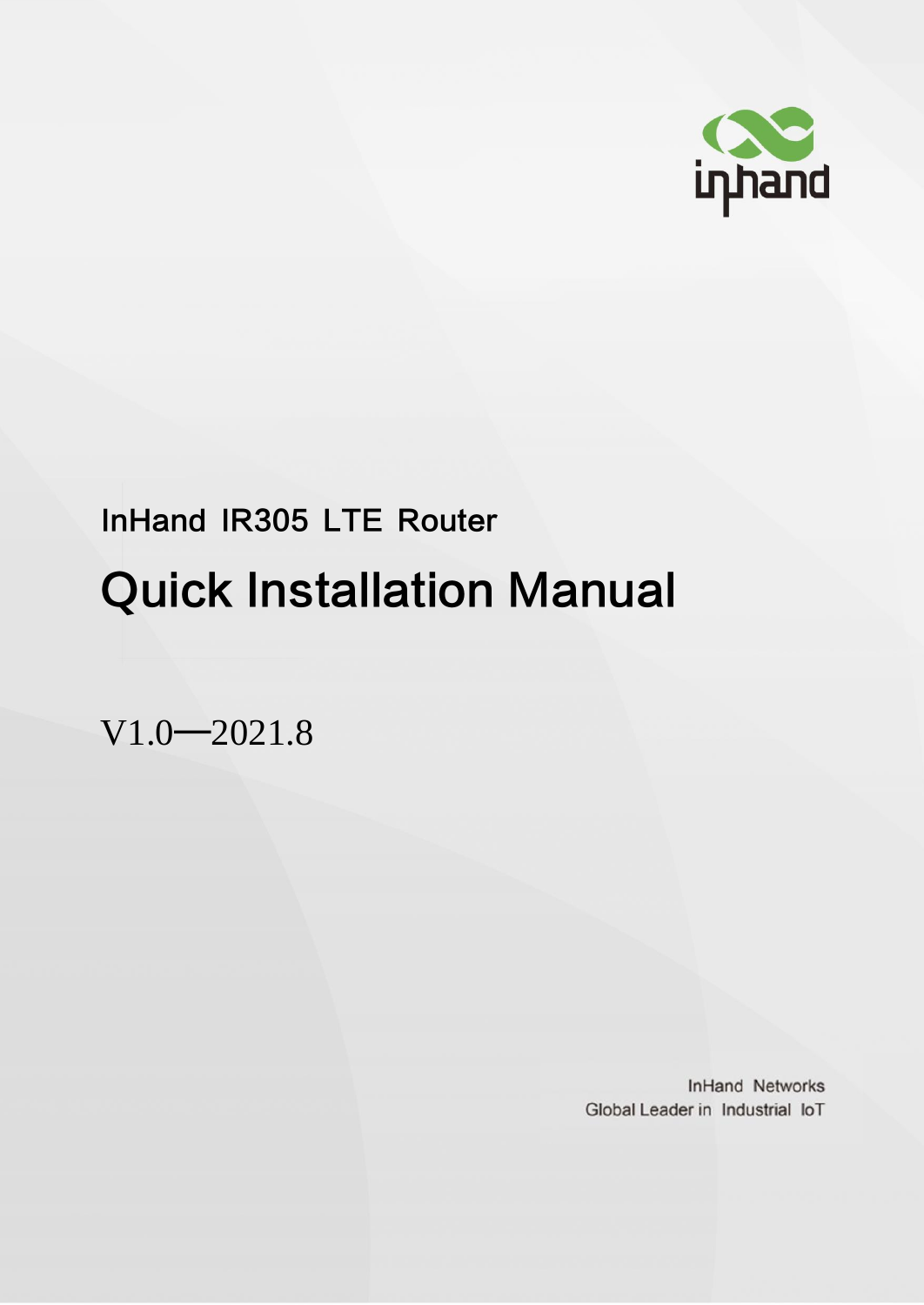InHand IR305 LTE Router

# Quick Installation Manual

V1.0—2021.8

InHand Networks
Global Leader in Industrial IoT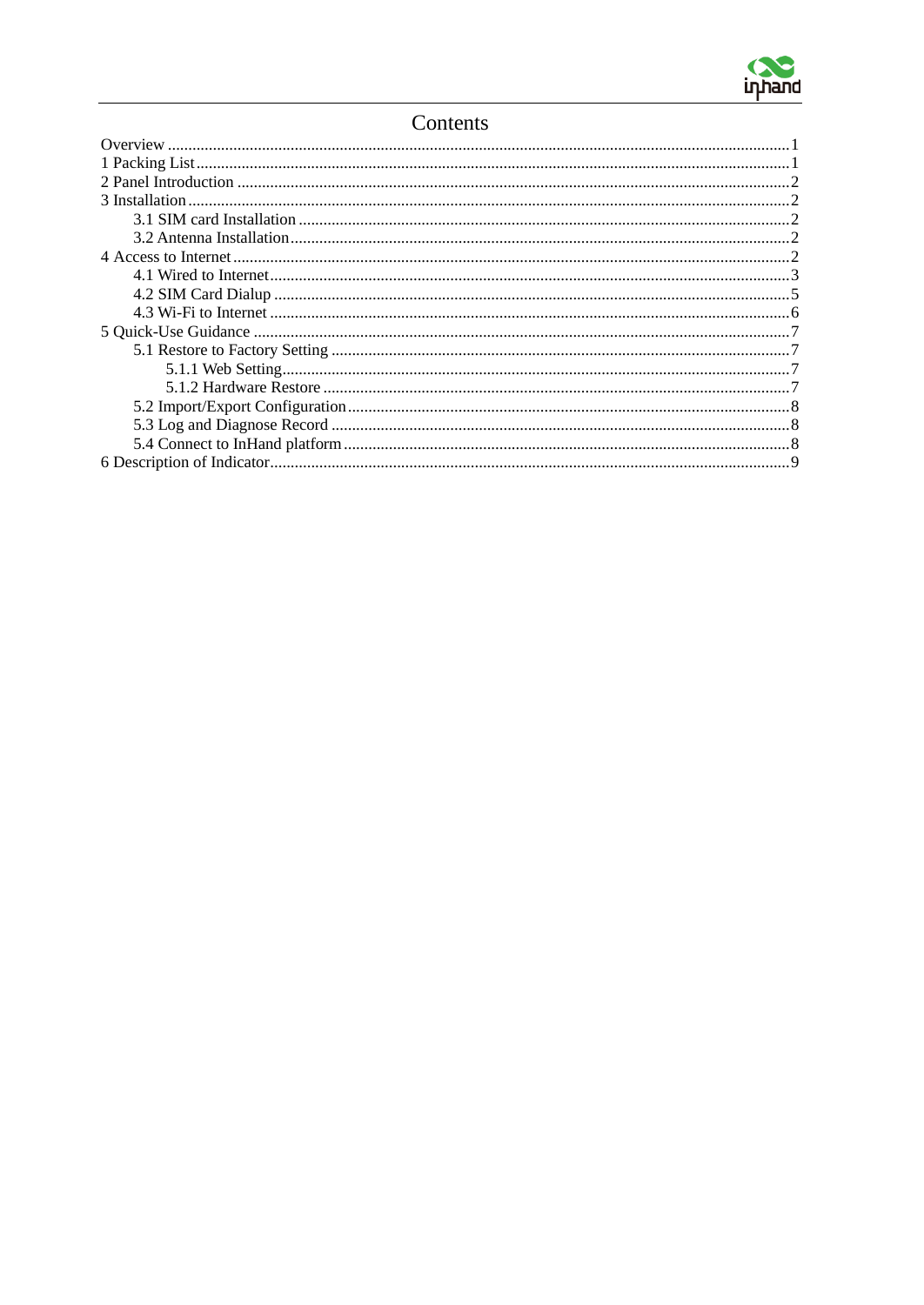# Contents

Overview ........................................................................................................................................1
1 Packing List ...................................................................................................................................1
2 Panel Introduction .........................................................................................................................2
3 Installation .....................................................................................................................................2
    3.1 SIM card Installation .............................................................................................................2
    3.2 Antenna Installation ..............................................................................................................2
4 Access to Internet ..........................................................................................................................2
    4.1 Wired to Internet ...................................................................................................................3
    4.2 SIM Card Dialup ...................................................................................................................5
    4.3 Wi-Fi to Internet ...................................................................................................................6
5 Quick-Use Guidance .....................................................................................................................7
    5.1 Restore to Factory Setting .....................................................................................................7
        5.1.1 Web Setting ...................................................................................................................7
        5.1.2 Hardware Restore .........................................................................................................7
    5.2 Import/Export Configuration .................................................................................................8
    5.3 Log and Diagnose Record .....................................................................................................8
    5.4 Connect to InHand platform ..................................................................................................8
6 Description of Indicator .................................................................................................................9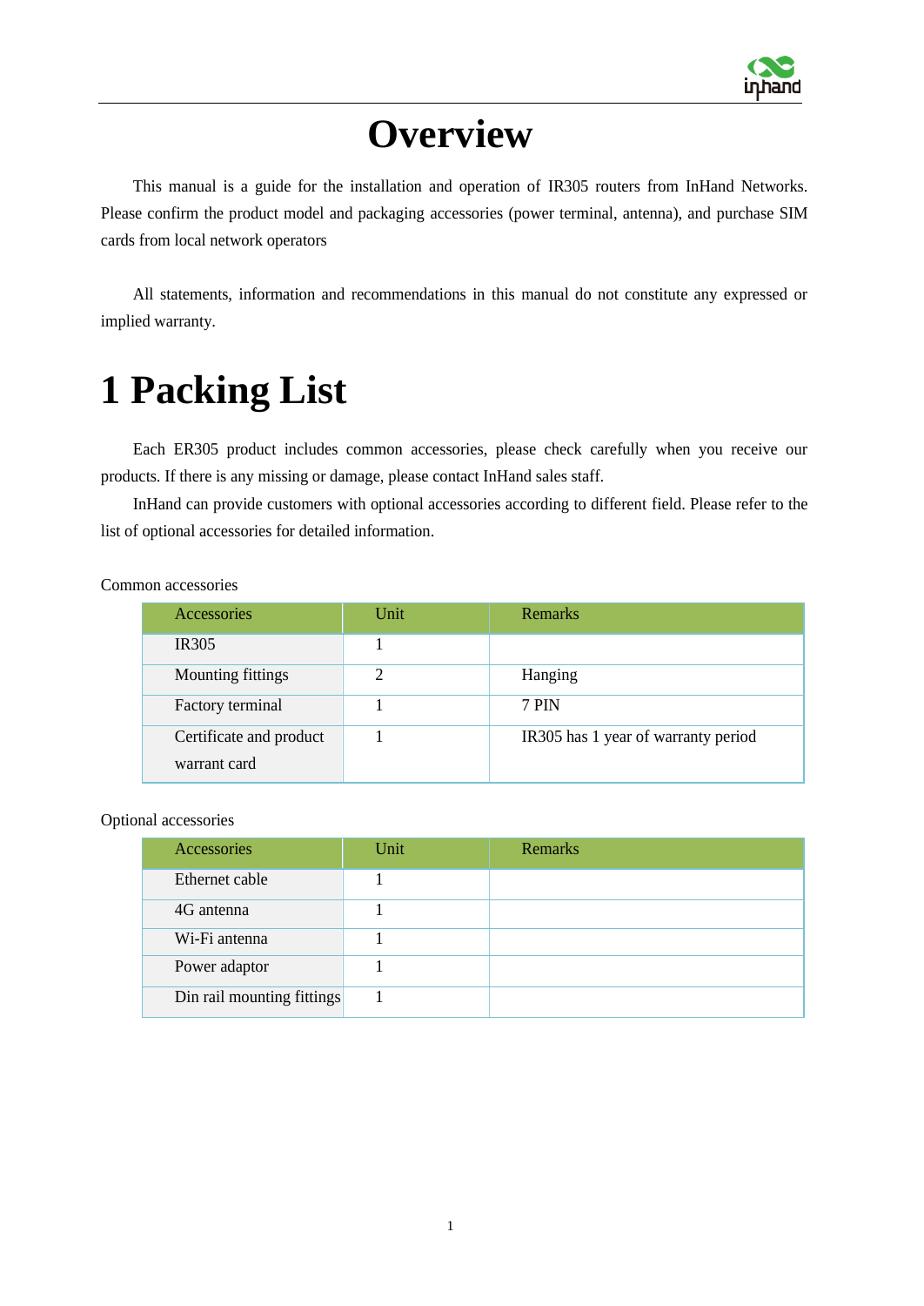# Overview

This manual is a guide for the installation and operation of IR305 routers from InHand Networks. Please confirm the product model and packaging accessories (power terminal, antenna), and purchase SIM cards from local network operators

All statements, information and recommendations in this manual do not constitute any expressed or implied warranty.

# 1 Packing List

Each ER305 product includes common accessories, please check carefully when you receive our products. If there is any missing or damage, please contact InHand sales staff.

InHand can provide customers with optional accessories according to different field. Please refer to the list of optional accessories for detailed information.

Common accessories

| Accessories | Unit | Remarks |
|---|---|---|
| IR305 | 1 | |
| Mounting fittings | 2 | Hanging |
| Factory terminal | 1 | 7 PIN |
| Certificate and product warrant card | 1 | IR305 has 1 year of warranty period |

Optional accessories

| Accessories | Unit | Remarks |
|---|---|---|
| Ethernet cable | 1 | |
| 4G antenna | 1 | |
| Wi-Fi antenna | 1 | |
| Power adaptor | 1 | |
| Din rail mounting fittings | 1 | |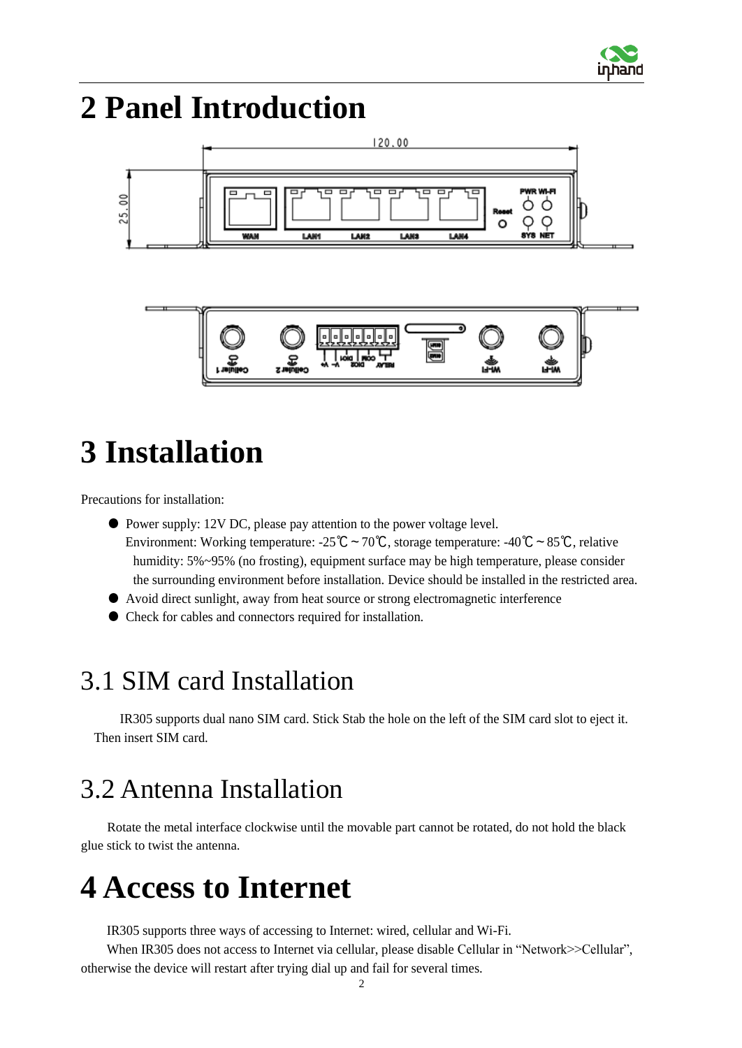# 2 Panel Introduction

# 3 Installation

Precautions for installation:

- Power supply: 12V DC, please pay attention to the power voltage level.
  Environment: Working temperature: -25℃～70℃, storage temperature: -40℃～85℃, relative humidity: 5%~95% (no frosting), equipment surface may be high temperature, please consider the surrounding environment before installation. Device should be installed in the restricted area.
- Avoid direct sunlight, away from heat source or strong electromagnetic interference
- Check for cables and connectors required for installation.

## 3.1 SIM card Installation

IR305 supports dual nano SIM card. Stick Stab the hole on the left of the SIM card slot to eject it. Then insert SIM card.

## 3.2 Antenna Installation

Rotate the metal interface clockwise until the movable part cannot be rotated, do not hold the black glue stick to twist the antenna.

# 4 Access to Internet

IR305 supports three ways of accessing to Internet: wired, cellular and Wi-Fi.

When IR305 does not access to Internet via cellular, please disable Cellular in "Network>>Cellular", otherwise the device will restart after trying dial up and fail for several times.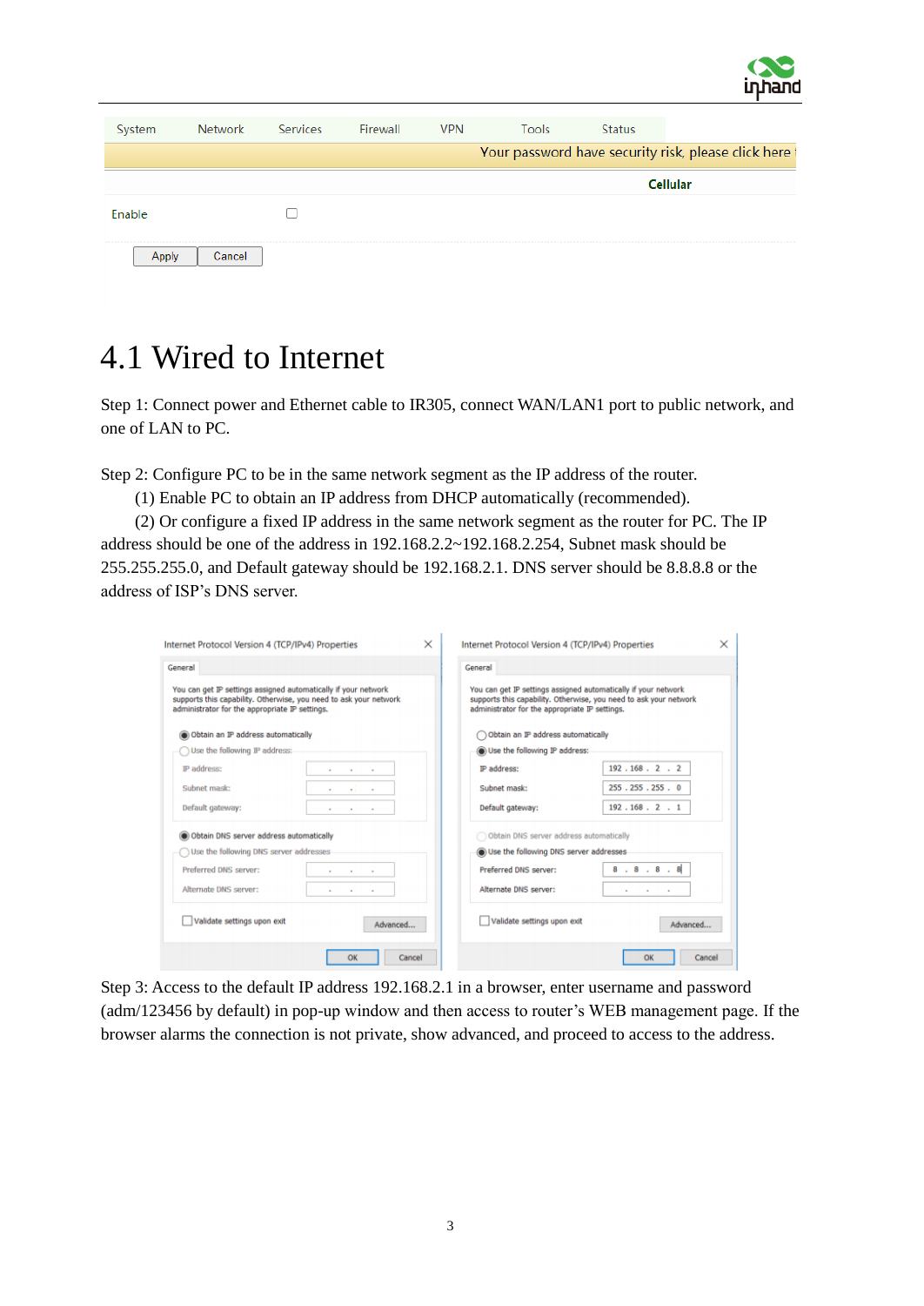# 4.1 Wired to Internet

Step 1: Connect power and Ethernet cable to IR305, connect WAN/LAN1 port to public network, and one of LAN to PC.

Step 2: Configure PC to be in the same network segment as the IP address of the router.

(1) Enable PC to obtain an IP address from DHCP automatically (recommended).

(2) Or configure a fixed IP address in the same network segment as the router for PC. The IP address should be one of the address in 192.168.2.2~192.168.2.254, Subnet mask should be 255.255.255.0, and Default gateway should be 192.168.2.1. DNS server should be 8.8.8.8 or the address of ISP's DNS server.

Step 3: Access to the default IP address 192.168.2.1 in a browser, enter username and password (adm/123456 by default) in pop-up window and then access to router's WEB management page. If the browser alarms the connection is not private, show advanced, and proceed to access to the address.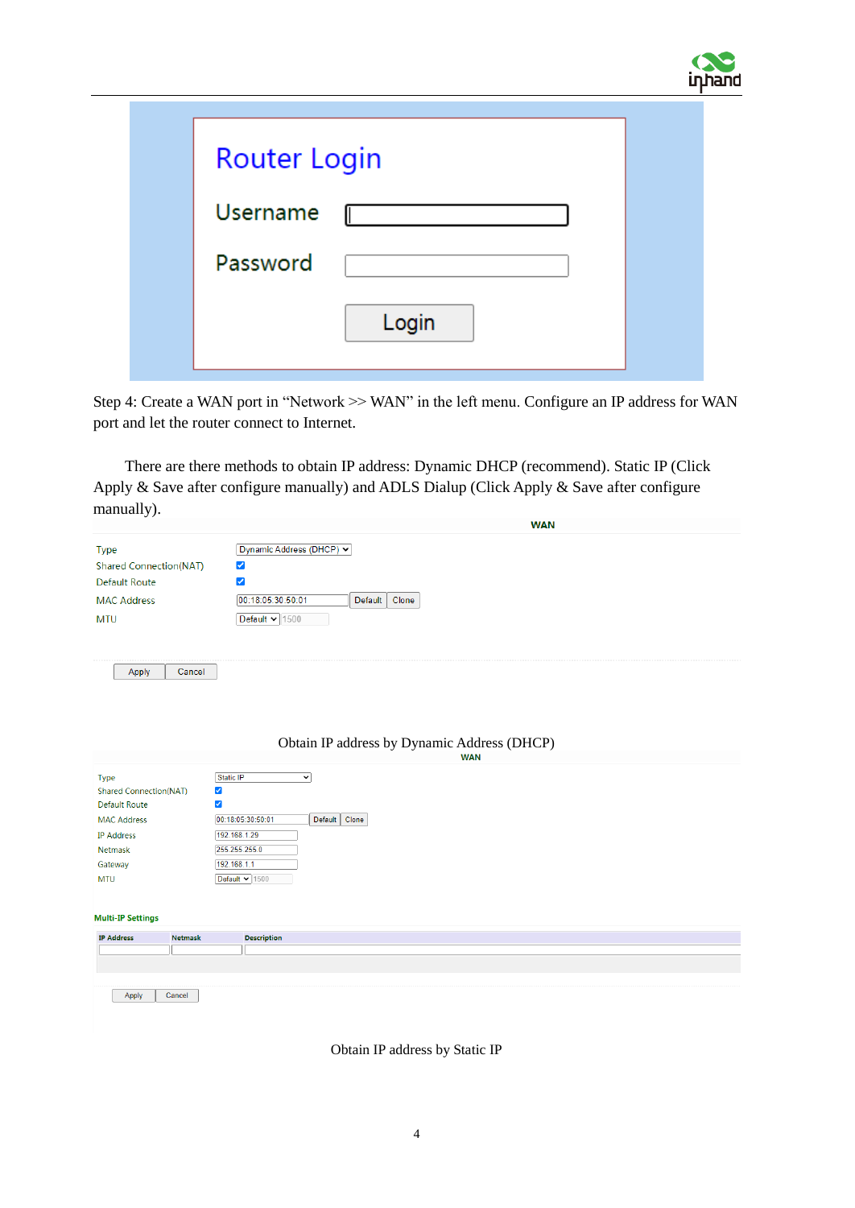Router Login

Username

Password

Login

Step 4: Create a WAN port in “Network >> WAN” in the left menu. Configure an IP address for WAN port and let the router connect to Internet.

There are there methods to obtain IP address: Dynamic DHCP (recommend). Static IP (Click Apply & Save after configure manually) and ADLS Dialup (Click Apply & Save after configure manually).

WAN

| | |
|---|---|
| Type | Dynamic Address (DHCP) |
| Shared Connection(NAT) | ☑ |
| Default Route | ☑ |
| MAC Address | 00:18:05:30:50:01 [Default] [Clone] |
| MTU | Default 1500 |

Apply Cancel

Obtain IP address by Dynamic Address (DHCP)

WAN

| | |
|---|---|
| Type | Static IP |
| Shared Connection(NAT) | ☑ |
| Default Route | ☑ |
| MAC Address | 00:18:05:30:50:01 [Default] [Clone] |
| IP Address | 192.168.1.29 |
| Netmask | 255.255.255.0 |
| Gateway | 192.168.1.1 |
| MTU | Default 1500 |

Multi-IP Settings

| IP Address | Netmask | Description |
|---|---|---|
| | | |

Apply Cancel

Obtain IP address by Static IP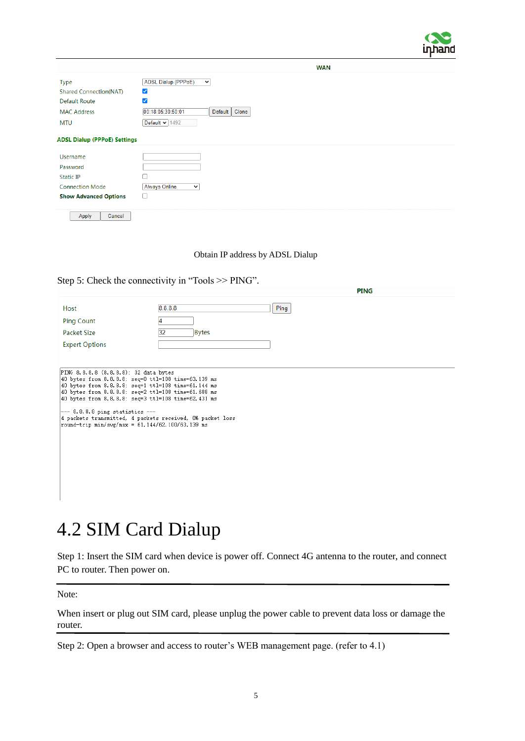**WAN**

| | |
|---|---|
| Type | ADSL Dialup (PPPoE) |
| Shared Connection(NAT) | ☑ |
| Default Route | ☑ |
| MAC Address | 00:18:05:30:50:01 [Default] [Clone] |
| MTU | Default 1492 |

**ADSL Dialup (PPPoE) Settings**

| | |
|---|---|
| Username | |
| Password | |
| Static IP | ☐ |
| Connection Mode | Always Online |
| **Show Advanced Options** | ☐ |

[Apply] [Cancel]

Obtain IP address by ADSL Dialup

Step 5: Check the connectivity in “Tools >> PING”.

**PING**

| | |
|---|---|
| Host | 8.8.8.8 [Ping] |
| Ping Count | 4 |
| Packet Size | 32 Bytes |
| Expert Options | |

```
PING 8.8.8.8 (8.8.8.8): 32 data bytes
40 bytes from 8.8.8.8: seq=0 ttl=108 time=63.139 ms
40 bytes from 8.8.8.8: seq=1 ttl=108 time=61.144 ms
40 bytes from 8.8.8.8: seq=2 ttl=108 time=61.688 ms
40 bytes from 8.8.8.8: seq=3 ttl=108 time=62.431 ms

--- 8.8.8.8 ping statistics ---
4 packets transmitted, 4 packets received, 0% packet loss
round-trip min/avg/max = 61.144/62.100/63.139 ms
```

# 4.2 SIM Card Dialup

Step 1: Insert the SIM card when device is power off. Connect 4G antenna to the router, and connect PC to router. Then power on.

---

Note:

When insert or plug out SIM card, please unplug the power cable to prevent data loss or damage the router.

---

Step 2: Open a browser and access to router’s WEB management page. (refer to 4.1)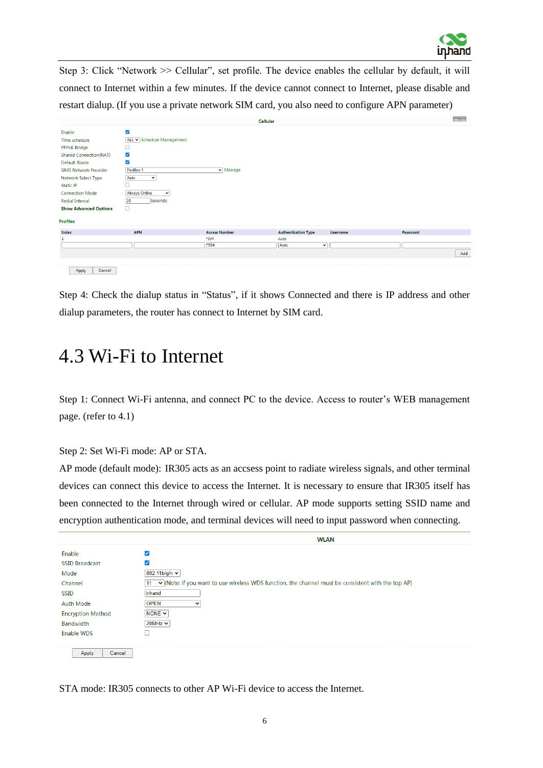Step 3: Click "Network >> Cellular", set profile. The device enables the cellular by default, it will connect to Internet within a few minutes. If the device cannot connect to Internet, please disable and restart dialup. (If you use a private network SIM card, you also need to configure APN parameter)

**Cellular**

| | |
|---|---|
| Enable | ☑ |
| Time schedule | ALL ▾ Schedule Management |
| PPPoE Bridge | ☐ |
| Shared Connection(NAT) | ☑ |
| Default Route | ☑ |
| SIM1 Network Provider | Profiles 1 ▾ Manage |
| Network Select Type | Auto ▾ |
| Static IP | ☐ |
| Connection Mode | Always Online ▾ |
| Redial Interval | 30 Seconds |
| **Show Advanced Options** | ☐ |

**Profiles**

| Index | APN | Access Number | Authentication Type | Username | Password |
|---|---|---|---|---|---|
| 1 | | *99# | Auto | | |
| | | *99# | Auto ▾ | | |

Add

Apply Cancel

Step 4: Check the dialup status in "Status", if it shows Connected and there is IP address and other dialup parameters, the router has connect to Internet by SIM card.

## 4.3 Wi-Fi to Internet

Step 1: Connect Wi-Fi antenna, and connect PC to the device. Access to router's WEB management page. (refer to 4.1)

Step 2: Set Wi-Fi mode: AP or STA.

AP mode (default mode): IR305 acts as an accsess point to radiate wireless signals, and other terminal devices can connect this device to access the Internet. It is necessary to ensure that IR305 itself has been connected to the Internet through wired or cellular. AP mode supports setting SSID name and encryption authentication mode, and terminal devices will need to input password when connecting.

**WLAN**

| | |
|---|---|
| Enable | ☑ |
| SSID Broadcast | ☑ |
| Mode | 802.11b/g/n ▾ |
| Channel | 11 ▾ (Note: If you want to use wireless WDS function, the channel must be consistent with the top AP) |
| SSID | inhand |
| Auth Mode | OPEN ▾ |
| Encryption Method | NONE ▾ |
| Bandwidth | 20MHz ▾ |
| Enable WDS | ☐ |

Apply Cancel

STA mode: IR305 connects to other AP Wi-Fi device to access the Internet.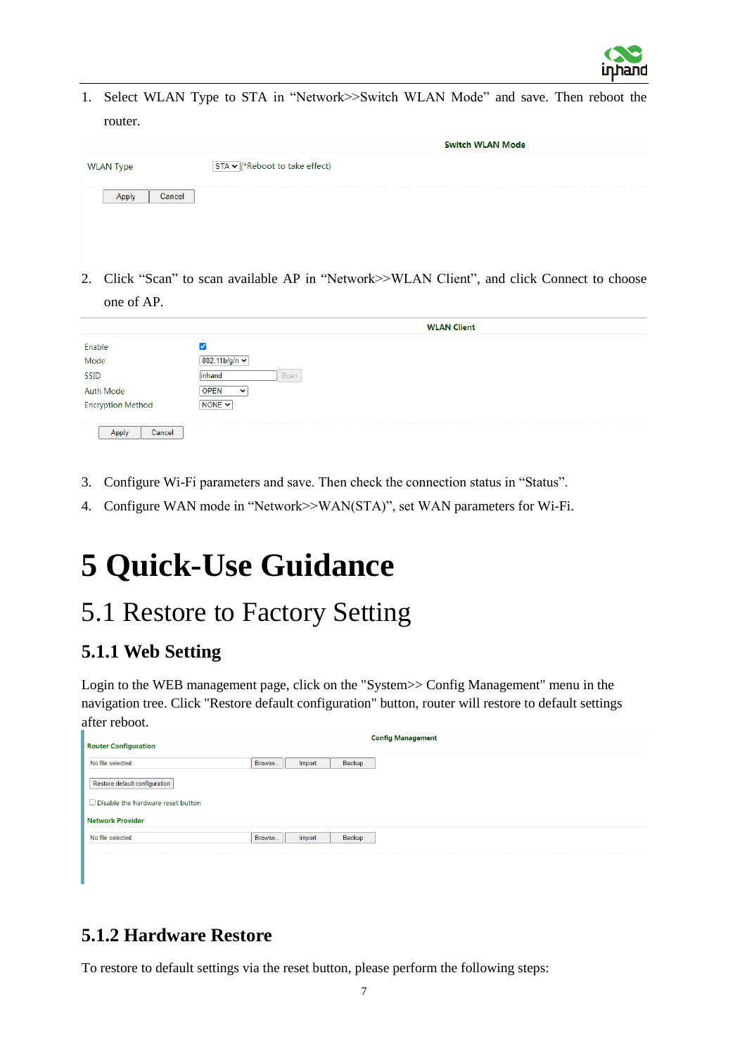1. Select WLAN Type to STA in “Network>>Switch WLAN Mode” and save. Then reboot the router.

Switch WLAN Mode

WLAN Type | STA (*Reboot to take effect)

Apply Cancel

2. Click “Scan” to scan available AP in “Network>>WLAN Client”, and click Connect to choose one of AP.

WLAN Client

| | |
|---|---|
| Enable | ☑ |
| Mode | 802.11b/g/n |
| SSID | inhand Scan |
| Auth Mode | OPEN |
| Encryption Method | NONE |

Apply Cancel

3. Configure Wi-Fi parameters and save. Then check the connection status in “Status”.
4. Configure WAN mode in “Network>>WAN(STA)”, set WAN parameters for Wi-Fi.

# 5 Quick-Use Guidance

## 5.1 Restore to Factory Setting

### 5.1.1 Web Setting

Login to the WEB management page, click on the "System>> Config Management" menu in the navigation tree. Click "Restore default configuration" button, router will restore to default settings after reboot.

Config Management

Router Configuration

No file selected. Browse... Import Backup

Restore default configuration

☐ Disable the hardware reset button

Network Provider

No file selected. Browse... Import Backup

### 5.1.2 Hardware Restore

To restore to default settings via the reset button, please perform the following steps: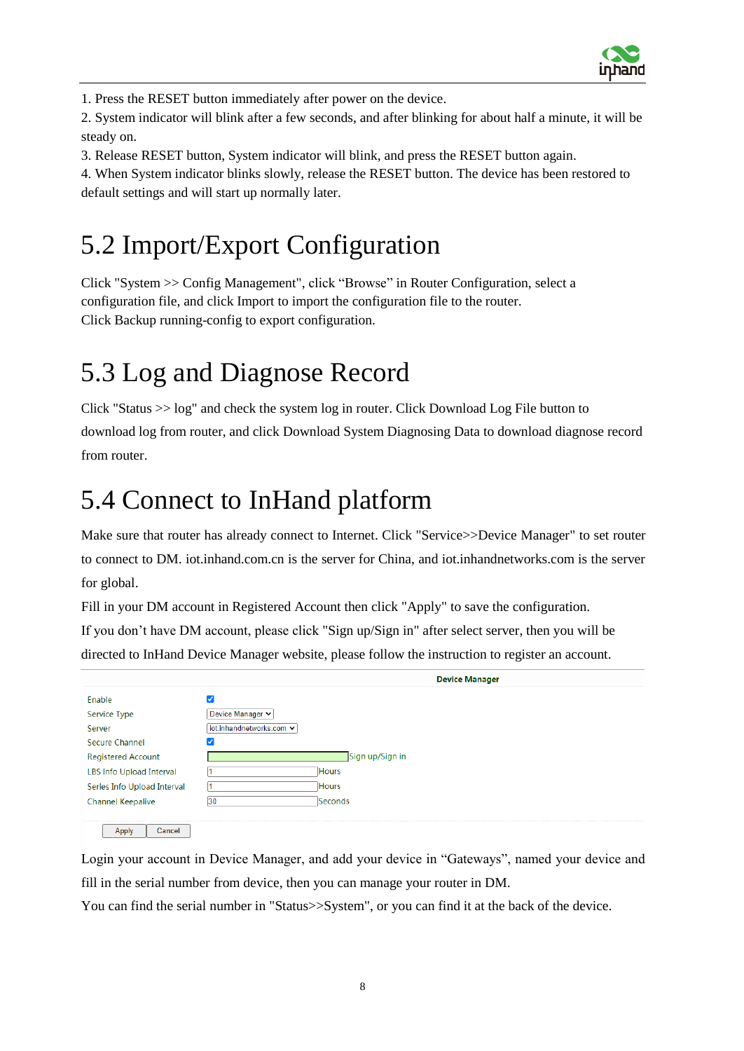1. Press the RESET button immediately after power on the device.
2. System indicator will blink after a few seconds, and after blinking for about half a minute, it will be steady on.
3. Release RESET button, System indicator will blink, and press the RESET button again.
4. When System indicator blinks slowly, release the RESET button. The device has been restored to default settings and will start up normally later.

## 5.2 Import/Export Configuration

Click "System >> Config Management", click “Browse” in Router Configuration, select a configuration file, and click Import to import the configuration file to the router.
Click Backup running-config to export configuration.

## 5.3 Log and Diagnose Record

Click "Status >> log" and check the system log in router. Click Download Log File button to download log from router, and click Download System Diagnosing Data to download diagnose record from router.

## 5.4 Connect to InHand platform

Make sure that router has already connect to Internet. Click "Service>>Device Manager" to set router to connect to DM. iot.inhand.com.cn is the server for China, and iot.inhandnetworks.com is the server for global.
Fill in your DM account in Registered Account then click "Apply" to save the configuration.
If you don’t have DM account, please click "Sign up/Sign in" after select server, then you will be directed to InHand Device Manager website, please follow the instruction to register an account.

**Device Manager**

| | |
|---|---|
| Enable | ☑ |
| Service Type | Device Manager |
| Server | iot.inhandnetworks.com |
| Secure Channel | ☑ |
| Registered Account | Sign up/Sign in |
| LBS Info Upload Interval | 1 Hours |
| Series Info Upload Interval | 1 Hours |
| Channel Keepalive | 30 Seconds |

Apply Cancel

Login your account in Device Manager, and add your device in “Gateways”, named your device and fill in the serial number from device, then you can manage your router in DM.
You can find the serial number in "Status>>System", or you can find it at the back of the device.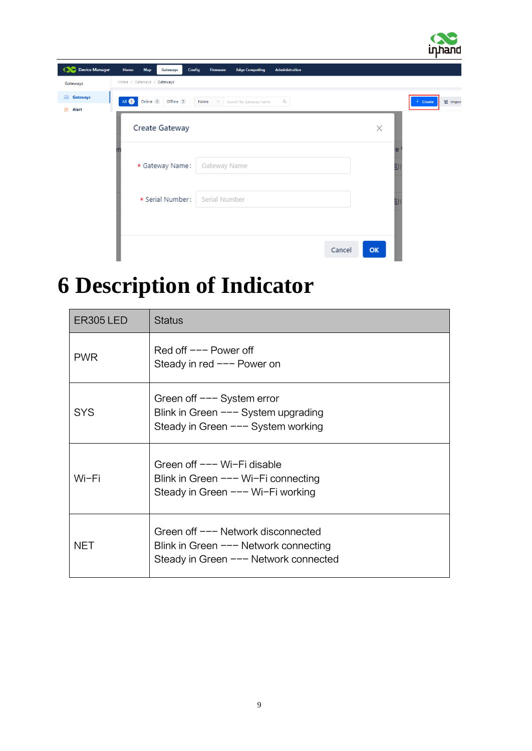# 6 Description of Indicator

| ER305 LED | Status |
| --- | --- |
| PWR | Red off --- Power off<br>Steady in red --- Power on |
| SYS | Green off --- System error<br>Blink in Green --- System upgrading<br>Steady in Green --- System working |
| Wi-Fi | Green off --- Wi-Fi disable<br>Blink in Green --- Wi-Fi connecting<br>Steady in Green --- Wi-Fi working |
| NET | Green off --- Network disconnected<br>Blink in Green --- Network connecting<br>Steady in Green --- Network connected |